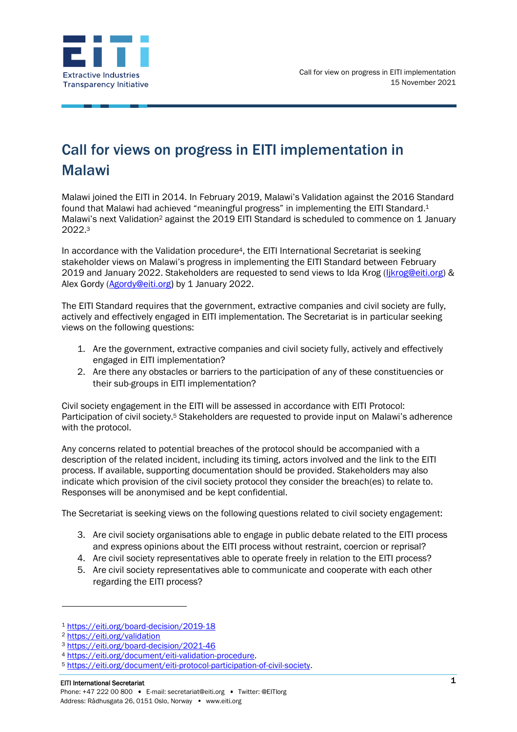# Call for views on progress in EITI implementation in Malawi

Malawi joined the EITI in 2014. In February 2019, Malawi's Validation against the 2016 Standard found that Malawi had achieved "meaningful progress" in implementing the EITI Standard.[1] Malawi's next Validation[2] against the 2019 EITI Standard is scheduled to commence on 1 January 2022.[3]

In accordance with the Validation procedure[4], the EITI International Secretariat is seeking stakeholder views on Malawi's progress in implementing the EITI Standard between February 2019 and January 2022. Stakeholders are requested to send views to Ida Krog (Ijkrog@eiti.org) & Alex Gordy (Agordy@eiti.org) by 1 January 2022.

The EITI Standard requires that the government, extractive companies and civil society are fully, actively and effectively engaged in EITI implementation. The Secretariat is in particular seeking views on the following questions:

1. Are the government, extractive companies and civil society fully, actively and effectively engaged in EITI implementation?
2. Are there any obstacles or barriers to the participation of any of these constituencies or their sub-groups in EITI implementation?

Civil society engagement in the EITI will be assessed in accordance with EITI Protocol: Participation of civil society.[5] Stakeholders are requested to provide input on Malawi's adherence with the protocol.

Any concerns related to potential breaches of the protocol should be accompanied with a description of the related incident, including its timing, actors involved and the link to the EITI process. If available, supporting documentation should be provided. Stakeholders may also indicate which provision of the civil society protocol they consider the breach(es) to relate to. Responses will be anonymised and be kept confidential.

The Secretariat is seeking views on the following questions related to civil society engagement:

3. Are civil society organisations able to engage in public debate related to the EITI process and express opinions about the EITI process without restraint, coercion or reprisal?
4. Are civil society representatives able to operate freely in relation to the EITI process?
5. Are civil society representatives able to communicate and cooperate with each other regarding the EITI process?

---

[1] https://eiti.org/board-decision/2019-18
[2] https://eiti.org/validation
[3] https://eiti.org/board-decision/2021-46
[4] https://eiti.org/document/eiti-validation-procedure.
[5] https://eiti.org/document/eiti-protocol-participation-of-civil-society.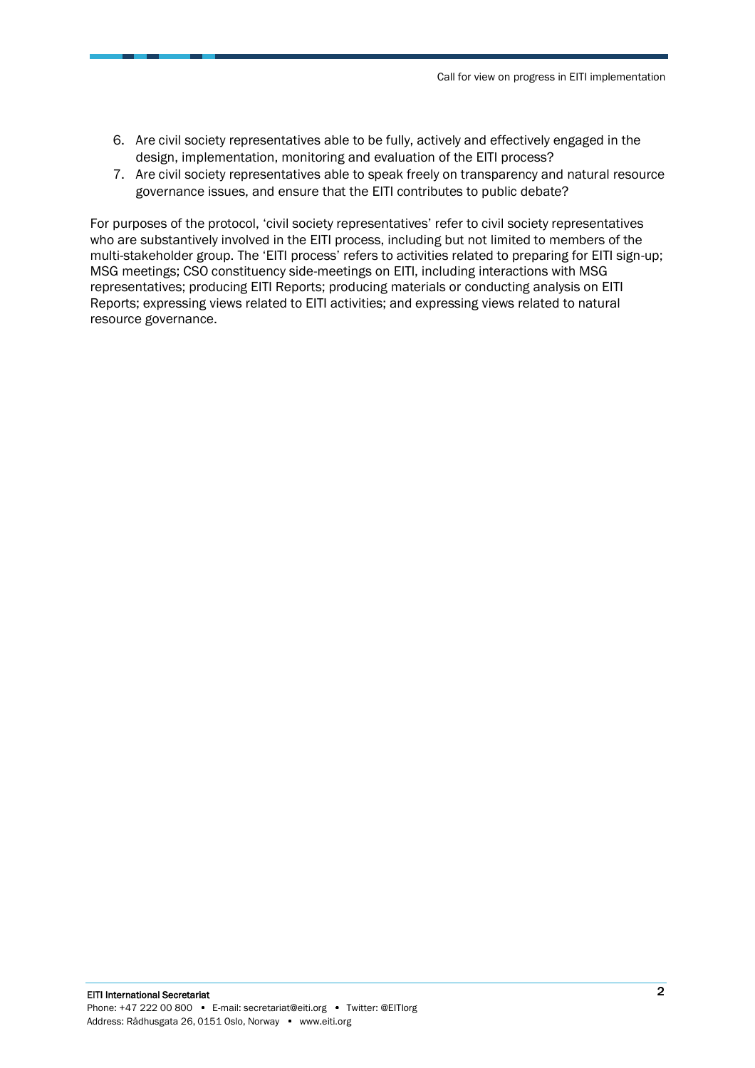6. Are civil society representatives able to be fully, actively and effectively engaged in the design, implementation, monitoring and evaluation of the EITI process?
7. Are civil society representatives able to speak freely on transparency and natural resource governance issues, and ensure that the EITI contributes to public debate?

For purposes of the protocol, 'civil society representatives' refer to civil society representatives who are substantively involved in the EITI process, including but not limited to members of the multi-stakeholder group. The 'EITI process' refers to activities related to preparing for EITI sign-up; MSG meetings; CSO constituency side-meetings on EITI, including interactions with MSG representatives; producing EITI Reports; producing materials or conducting analysis on EITI Reports; expressing views related to EITI activities; and expressing views related to natural resource governance.